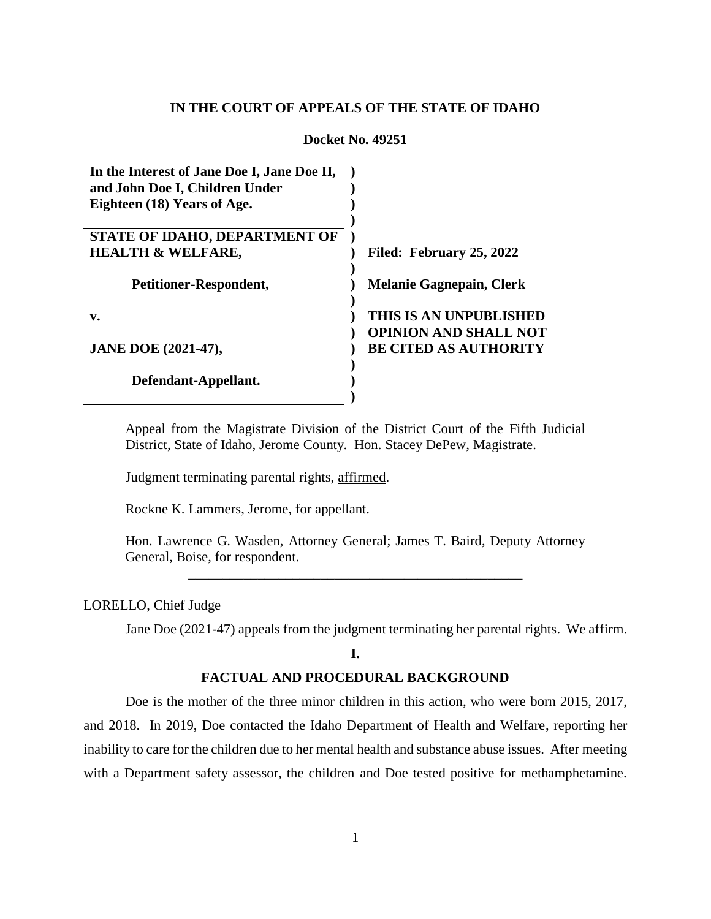**IN THE COURT OF APPEALS OF THE STATE OF IDAHO**

**Docket No. 49251**

| | |
|---|---|
| **In the Interest of Jane Doe I, Jane Doe II, and John Doe I, Children Under Eighteen (18) Years of Age.** | |
| **STATE OF IDAHO, DEPARTMENT OF HEALTH & WELFARE,** | **Filed: February 25, 2022** |
| **Petitioner-Respondent,** | **Melanie Gagnepain, Clerk** |
| **v.** | **THIS IS AN UNPUBLISHED OPINION AND SHALL NOT BE CITED AS AUTHORITY** |
| **JANE DOE (2021-47),** | |
| **Defendant-Appellant.** | |

Appeal from the Magistrate Division of the District Court of the Fifth Judicial District, State of Idaho, Jerome County. Hon. Stacey DePew, Magistrate.

Judgment terminating parental rights, affirmed.

Rockne K. Lammers, Jerome, for appellant.

Hon. Lawrence G. Wasden, Attorney General; James T. Baird, Deputy Attorney General, Boise, for respondent.

---

LORELLO, Chief Judge

Jane Doe (2021-47) appeals from the judgment terminating her parental rights. We affirm.

## I.

## FACTUAL AND PROCEDURAL BACKGROUND

Doe is the mother of the three minor children in this action, who were born 2015, 2017, and 2018. In 2019, Doe contacted the Idaho Department of Health and Welfare, reporting her inability to care for the children due to her mental health and substance abuse issues. After meeting with a Department safety assessor, the children and Doe tested positive for methamphetamine.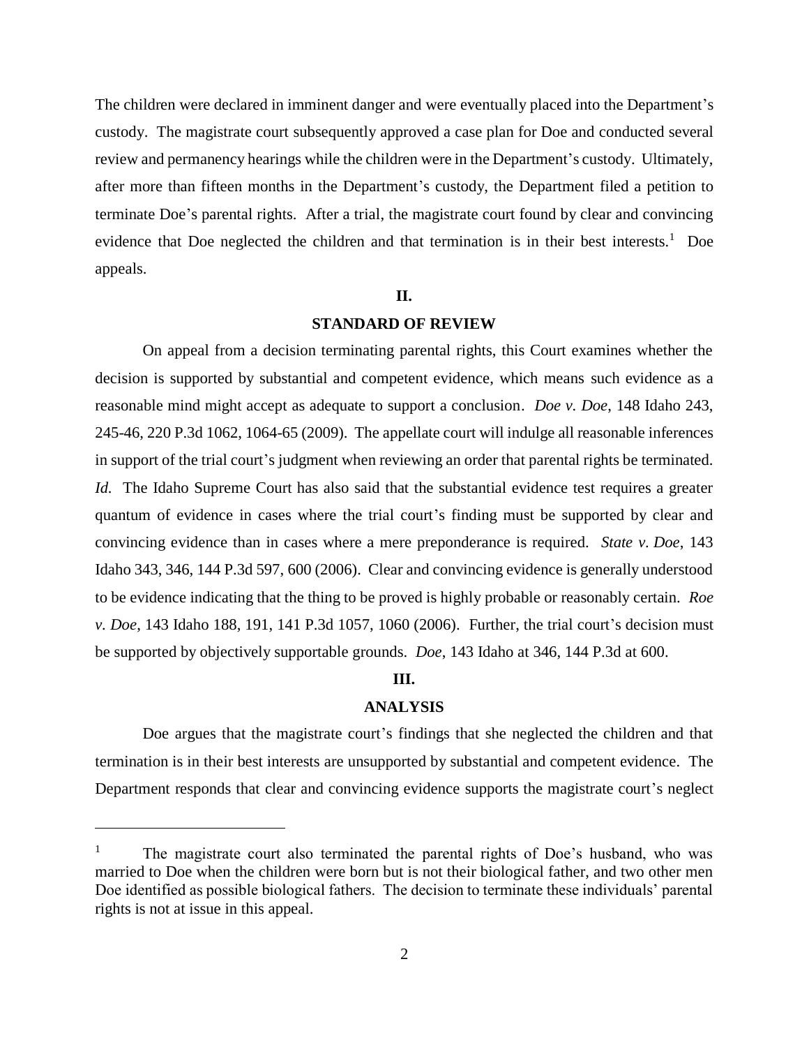The children were declared in imminent danger and were eventually placed into the Department's custody. The magistrate court subsequently approved a case plan for Doe and conducted several review and permanency hearings while the children were in the Department's custody. Ultimately, after more than fifteen months in the Department's custody, the Department filed a petition to terminate Doe's parental rights. After a trial, the magistrate court found by clear and convincing evidence that Doe neglected the children and that termination is in their best interests.[1] Doe appeals.

## II.

## STANDARD OF REVIEW

On appeal from a decision terminating parental rights, this Court examines whether the decision is supported by substantial and competent evidence, which means such evidence as a reasonable mind might accept as adequate to support a conclusion. *Doe v. Doe*, 148 Idaho 243, 245-46, 220 P.3d 1062, 1064-65 (2009). The appellate court will indulge all reasonable inferences in support of the trial court's judgment when reviewing an order that parental rights be terminated. *Id.* The Idaho Supreme Court has also said that the substantial evidence test requires a greater quantum of evidence in cases where the trial court's finding must be supported by clear and convincing evidence than in cases where a mere preponderance is required. *State v. Doe*, 143 Idaho 343, 346, 144 P.3d 597, 600 (2006). Clear and convincing evidence is generally understood to be evidence indicating that the thing to be proved is highly probable or reasonably certain. *Roe v. Doe*, 143 Idaho 188, 191, 141 P.3d 1057, 1060 (2006). Further, the trial court's decision must be supported by objectively supportable grounds. *Doe*, 143 Idaho at 346, 144 P.3d at 600.

## III.

## ANALYSIS

Doe argues that the magistrate court's findings that she neglected the children and that termination is in their best interests are unsupported by substantial and competent evidence. The Department responds that clear and convincing evidence supports the magistrate court's neglect

---

[1] The magistrate court also terminated the parental rights of Doe's husband, who was married to Doe when the children were born but is not their biological father, and two other men Doe identified as possible biological fathers. The decision to terminate these individuals' parental rights is not at issue in this appeal.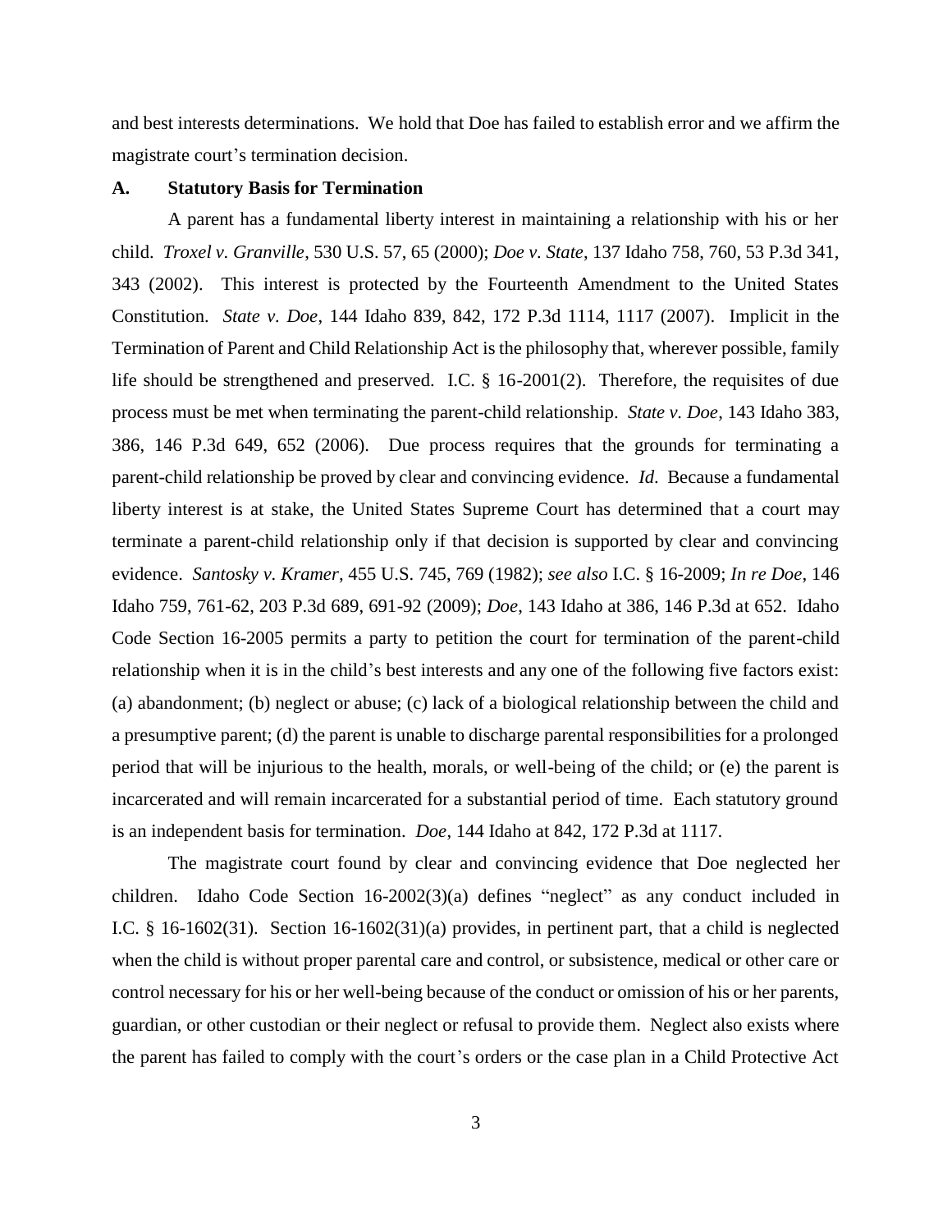and best interests determinations. We hold that Doe has failed to establish error and we affirm the magistrate court's termination decision.

### A. Statutory Basis for Termination

A parent has a fundamental liberty interest in maintaining a relationship with his or her child. *Troxel v. Granville*, 530 U.S. 57, 65 (2000); *Doe v. State*, 137 Idaho 758, 760, 53 P.3d 341, 343 (2002). This interest is protected by the Fourteenth Amendment to the United States Constitution. *State v. Doe*, 144 Idaho 839, 842, 172 P.3d 1114, 1117 (2007). Implicit in the Termination of Parent and Child Relationship Act is the philosophy that, wherever possible, family life should be strengthened and preserved. I.C. § 16-2001(2). Therefore, the requisites of due process must be met when terminating the parent-child relationship. *State v. Doe*, 143 Idaho 383, 386, 146 P.3d 649, 652 (2006). Due process requires that the grounds for terminating a parent-child relationship be proved by clear and convincing evidence. *Id.* Because a fundamental liberty interest is at stake, the United States Supreme Court has determined that a court may terminate a parent-child relationship only if that decision is supported by clear and convincing evidence. *Santosky v. Kramer*, 455 U.S. 745, 769 (1982); *see also* I.C. § 16-2009; *In re Doe*, 146 Idaho 759, 761-62, 203 P.3d 689, 691-92 (2009); *Doe*, 143 Idaho at 386, 146 P.3d at 652. Idaho Code Section 16-2005 permits a party to petition the court for termination of the parent-child relationship when it is in the child's best interests and any one of the following five factors exist: (a) abandonment; (b) neglect or abuse; (c) lack of a biological relationship between the child and a presumptive parent; (d) the parent is unable to discharge parental responsibilities for a prolonged period that will be injurious to the health, morals, or well-being of the child; or (e) the parent is incarcerated and will remain incarcerated for a substantial period of time. Each statutory ground is an independent basis for termination. *Doe*, 144 Idaho at 842, 172 P.3d at 1117.

The magistrate court found by clear and convincing evidence that Doe neglected her children. Idaho Code Section 16-2002(3)(a) defines "neglect" as any conduct included in I.C. § 16-1602(31). Section 16-1602(31)(a) provides, in pertinent part, that a child is neglected when the child is without proper parental care and control, or subsistence, medical or other care or control necessary for his or her well-being because of the conduct or omission of his or her parents, guardian, or other custodian or their neglect or refusal to provide them. Neglect also exists where the parent has failed to comply with the court's orders or the case plan in a Child Protective Act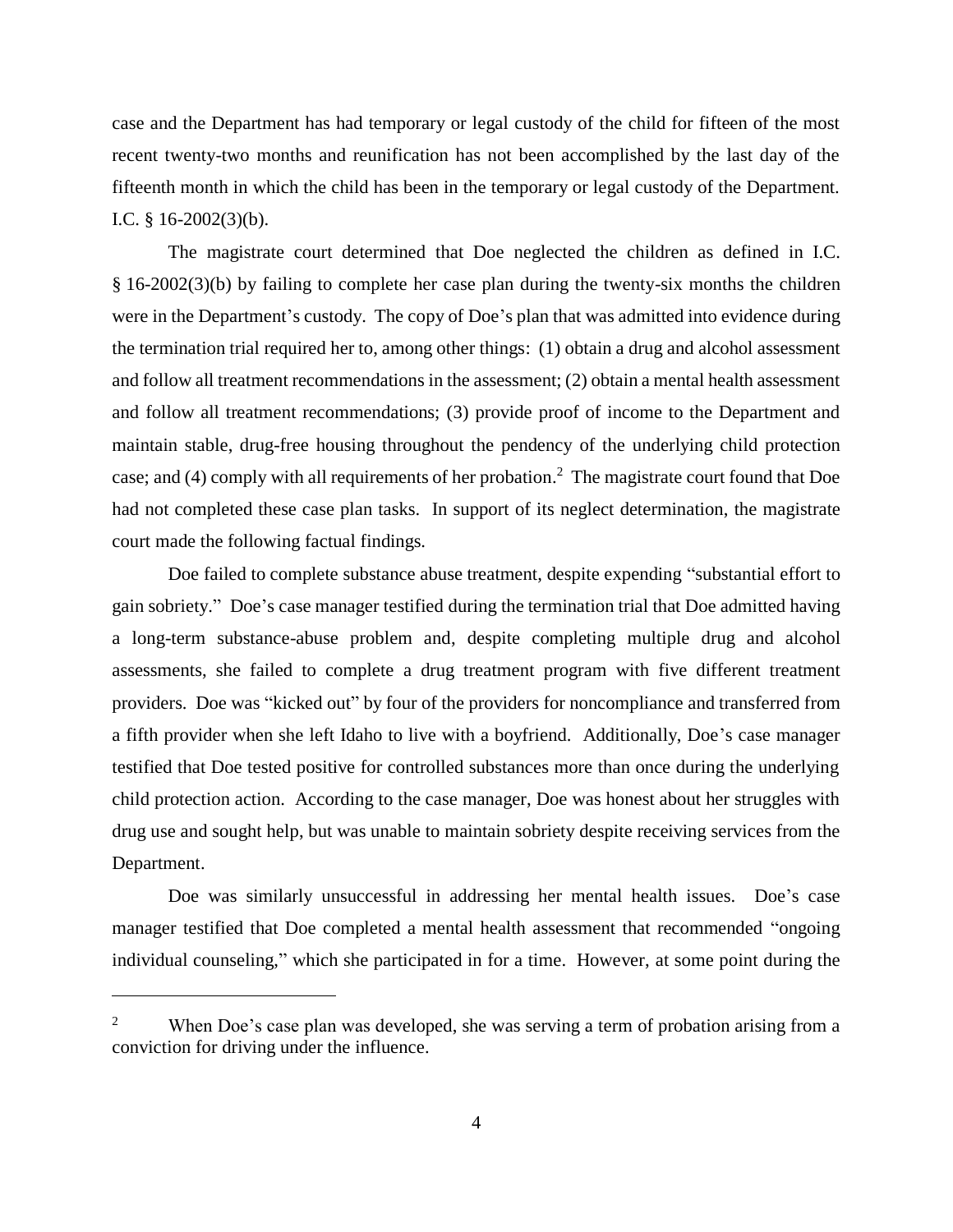case and the Department has had temporary or legal custody of the child for fifteen of the most recent twenty-two months and reunification has not been accomplished by the last day of the fifteenth month in which the child has been in the temporary or legal custody of the Department. I.C. § 16-2002(3)(b).

The magistrate court determined that Doe neglected the children as defined in I.C. § 16-2002(3)(b) by failing to complete her case plan during the twenty-six months the children were in the Department's custody. The copy of Doe's plan that was admitted into evidence during the termination trial required her to, among other things: (1) obtain a drug and alcohol assessment and follow all treatment recommendations in the assessment; (2) obtain a mental health assessment and follow all treatment recommendations; (3) provide proof of income to the Department and maintain stable, drug-free housing throughout the pendency of the underlying child protection case; and (4) comply with all requirements of her probation.[2] The magistrate court found that Doe had not completed these case plan tasks. In support of its neglect determination, the magistrate court made the following factual findings.

Doe failed to complete substance abuse treatment, despite expending "substantial effort to gain sobriety." Doe's case manager testified during the termination trial that Doe admitted having a long-term substance-abuse problem and, despite completing multiple drug and alcohol assessments, she failed to complete a drug treatment program with five different treatment providers. Doe was "kicked out" by four of the providers for noncompliance and transferred from a fifth provider when she left Idaho to live with a boyfriend. Additionally, Doe's case manager testified that Doe tested positive for controlled substances more than once during the underlying child protection action. According to the case manager, Doe was honest about her struggles with drug use and sought help, but was unable to maintain sobriety despite receiving services from the Department.

Doe was similarly unsuccessful in addressing her mental health issues. Doe's case manager testified that Doe completed a mental health assessment that recommended "ongoing individual counseling," which she participated in for a time. However, at some point during the

[2] When Doe's case plan was developed, she was serving a term of probation arising from a conviction for driving under the influence.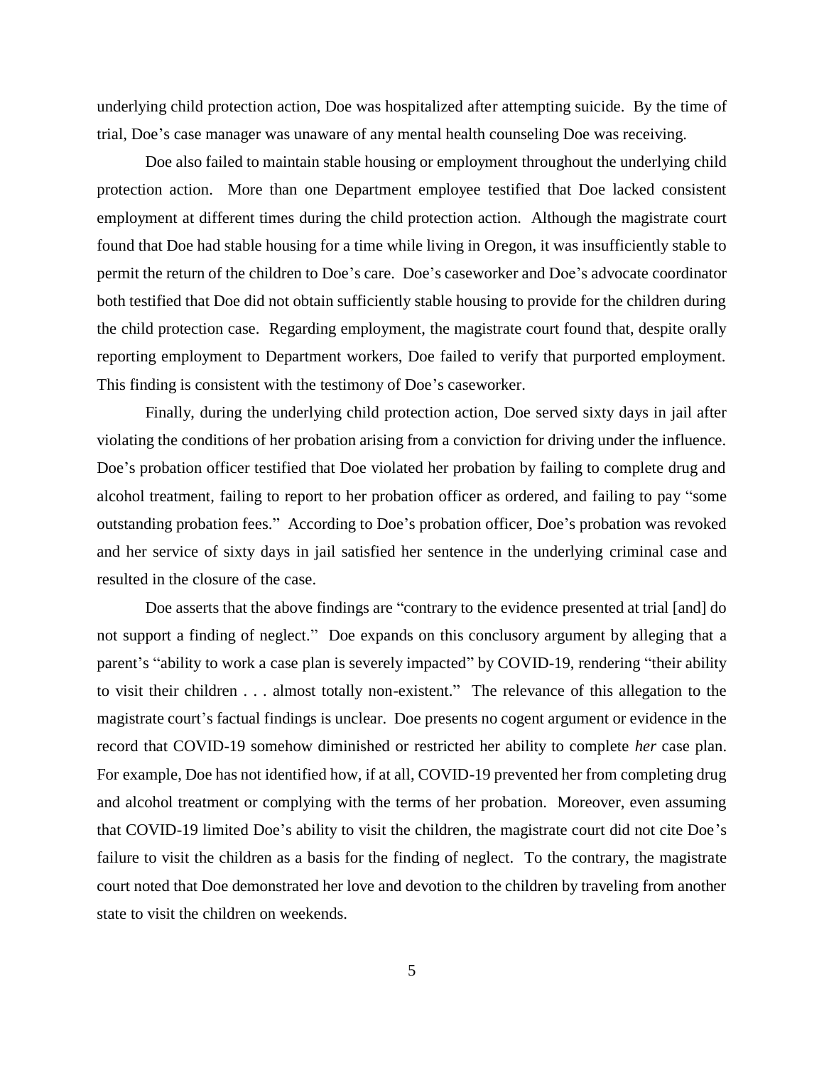underlying child protection action, Doe was hospitalized after attempting suicide. By the time of trial, Doe's case manager was unaware of any mental health counseling Doe was receiving.

Doe also failed to maintain stable housing or employment throughout the underlying child protection action. More than one Department employee testified that Doe lacked consistent employment at different times during the child protection action. Although the magistrate court found that Doe had stable housing for a time while living in Oregon, it was insufficiently stable to permit the return of the children to Doe's care. Doe's caseworker and Doe's advocate coordinator both testified that Doe did not obtain sufficiently stable housing to provide for the children during the child protection case. Regarding employment, the magistrate court found that, despite orally reporting employment to Department workers, Doe failed to verify that purported employment. This finding is consistent with the testimony of Doe's caseworker.

Finally, during the underlying child protection action, Doe served sixty days in jail after violating the conditions of her probation arising from a conviction for driving under the influence. Doe's probation officer testified that Doe violated her probation by failing to complete drug and alcohol treatment, failing to report to her probation officer as ordered, and failing to pay "some outstanding probation fees." According to Doe's probation officer, Doe's probation was revoked and her service of sixty days in jail satisfied her sentence in the underlying criminal case and resulted in the closure of the case.

Doe asserts that the above findings are "contrary to the evidence presented at trial [and] do not support a finding of neglect." Doe expands on this conclusory argument by alleging that a parent's "ability to work a case plan is severely impacted" by COVID-19, rendering "their ability to visit their children . . . almost totally non-existent." The relevance of this allegation to the magistrate court's factual findings is unclear. Doe presents no cogent argument or evidence in the record that COVID-19 somehow diminished or restricted her ability to complete *her* case plan. For example, Doe has not identified how, if at all, COVID-19 prevented her from completing drug and alcohol treatment or complying with the terms of her probation. Moreover, even assuming that COVID-19 limited Doe's ability to visit the children, the magistrate court did not cite Doe's failure to visit the children as a basis for the finding of neglect. To the contrary, the magistrate court noted that Doe demonstrated her love and devotion to the children by traveling from another state to visit the children on weekends.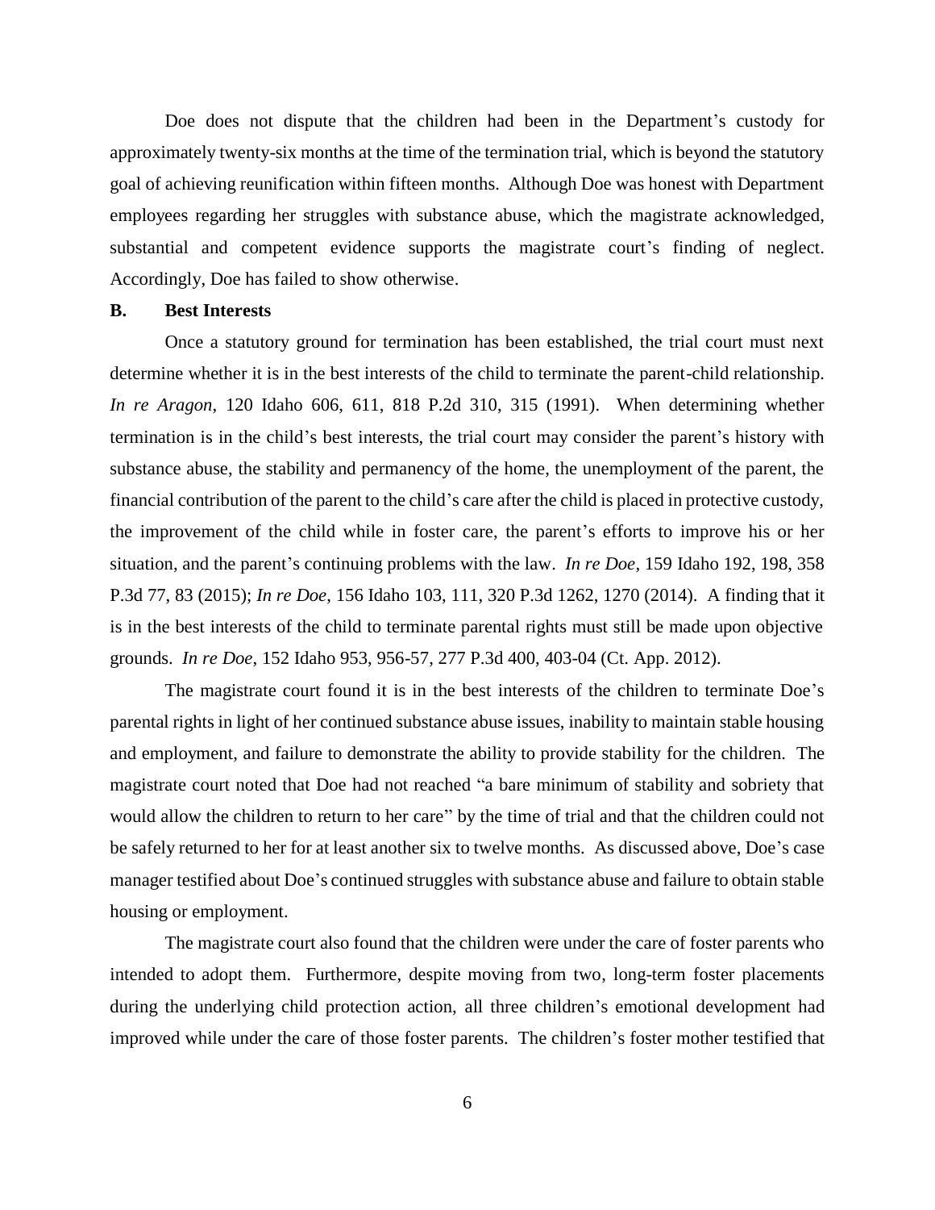Doe does not dispute that the children had been in the Department's custody for approximately twenty-six months at the time of the termination trial, which is beyond the statutory goal of achieving reunification within fifteen months. Although Doe was honest with Department employees regarding her struggles with substance abuse, which the magistrate acknowledged, substantial and competent evidence supports the magistrate court's finding of neglect. Accordingly, Doe has failed to show otherwise.

### B. Best Interests

Once a statutory ground for termination has been established, the trial court must next determine whether it is in the best interests of the child to terminate the parent-child relationship. *In re Aragon*, 120 Idaho 606, 611, 818 P.2d 310, 315 (1991). When determining whether termination is in the child's best interests, the trial court may consider the parent's history with substance abuse, the stability and permanency of the home, the unemployment of the parent, the financial contribution of the parent to the child's care after the child is placed in protective custody, the improvement of the child while in foster care, the parent's efforts to improve his or her situation, and the parent's continuing problems with the law. *In re Doe*, 159 Idaho 192, 198, 358 P.3d 77, 83 (2015); *In re Doe*, 156 Idaho 103, 111, 320 P.3d 1262, 1270 (2014). A finding that it is in the best interests of the child to terminate parental rights must still be made upon objective grounds. *In re Doe*, 152 Idaho 953, 956-57, 277 P.3d 400, 403-04 (Ct. App. 2012).

The magistrate court found it is in the best interests of the children to terminate Doe's parental rights in light of her continued substance abuse issues, inability to maintain stable housing and employment, and failure to demonstrate the ability to provide stability for the children. The magistrate court noted that Doe had not reached "a bare minimum of stability and sobriety that would allow the children to return to her care" by the time of trial and that the children could not be safely returned to her for at least another six to twelve months. As discussed above, Doe's case manager testified about Doe's continued struggles with substance abuse and failure to obtain stable housing or employment.

The magistrate court also found that the children were under the care of foster parents who intended to adopt them. Furthermore, despite moving from two, long-term foster placements during the underlying child protection action, all three children's emotional development had improved while under the care of those foster parents. The children's foster mother testified that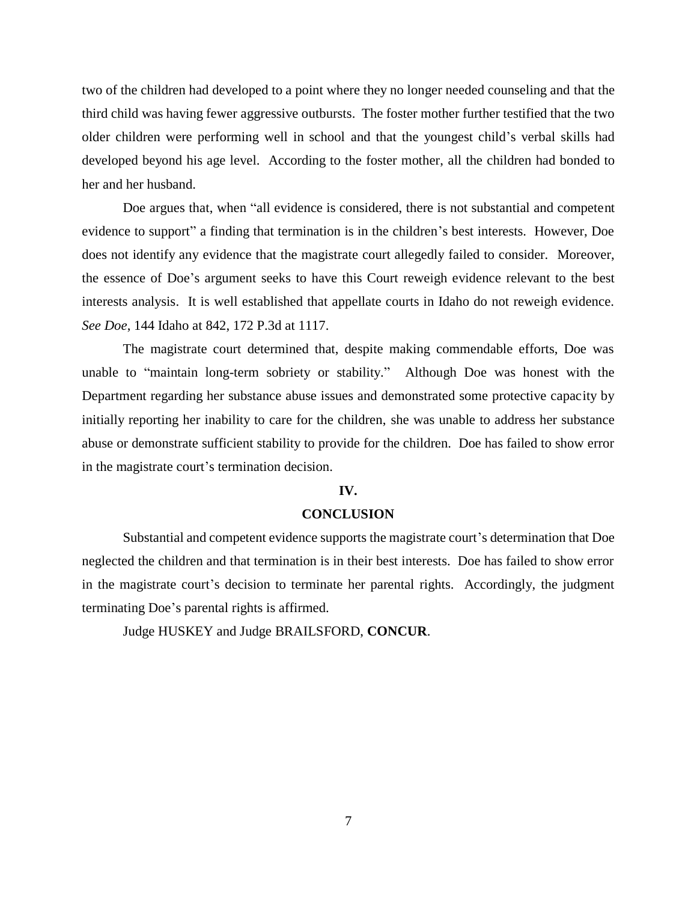two of the children had developed to a point where they no longer needed counseling and that the third child was having fewer aggressive outbursts. The foster mother further testified that the two older children were performing well in school and that the youngest child's verbal skills had developed beyond his age level. According to the foster mother, all the children had bonded to her and her husband.

Doe argues that, when "all evidence is considered, there is not substantial and competent evidence to support" a finding that termination is in the children's best interests. However, Doe does not identify any evidence that the magistrate court allegedly failed to consider. Moreover, the essence of Doe's argument seeks to have this Court reweigh evidence relevant to the best interests analysis. It is well established that appellate courts in Idaho do not reweigh evidence. *See Doe*, 144 Idaho at 842, 172 P.3d at 1117.

The magistrate court determined that, despite making commendable efforts, Doe was unable to "maintain long-term sobriety or stability." Although Doe was honest with the Department regarding her substance abuse issues and demonstrated some protective capacity by initially reporting her inability to care for the children, she was unable to address her substance abuse or demonstrate sufficient stability to provide for the children. Doe has failed to show error in the magistrate court's termination decision.

## IV.

## CONCLUSION

Substantial and competent evidence supports the magistrate court's determination that Doe neglected the children and that termination is in their best interests. Doe has failed to show error in the magistrate court's decision to terminate her parental rights. Accordingly, the judgment terminating Doe's parental rights is affirmed.

Judge HUSKEY and Judge BRAILSFORD, **CONCUR**.